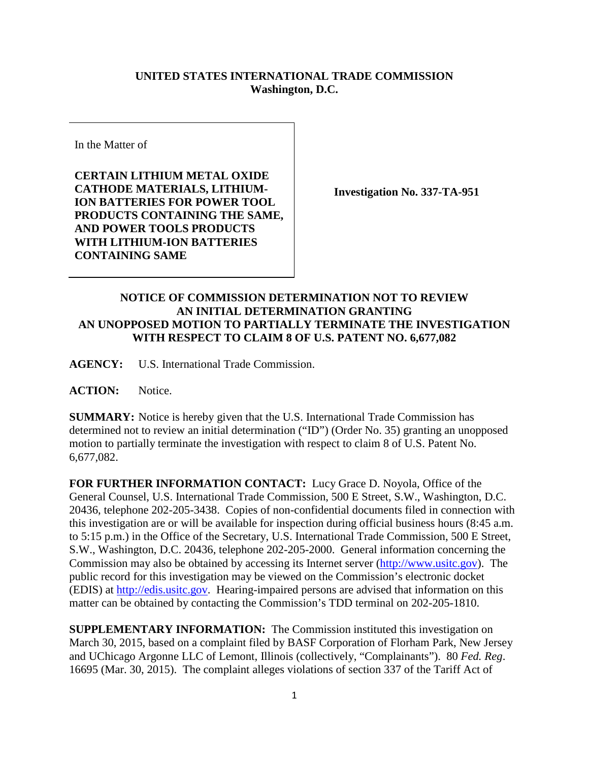**UNITED STATES INTERNATIONAL TRADE COMMISSION**
**Washington, D.C.**

In the Matter of

**CERTAIN LITHIUM METAL OXIDE CATHODE MATERIALS, LITHIUM-ION BATTERIES FOR POWER TOOL PRODUCTS CONTAINING THE SAME, AND POWER TOOLS PRODUCTS WITH LITHIUM-ION BATTERIES CONTAINING SAME**

**Investigation No. 337-TA-951**

**NOTICE OF COMMISSION DETERMINATION NOT TO REVIEW AN INITIAL DETERMINATION GRANTING AN UNOPPOSED MOTION TO PARTIALLY TERMINATE THE INVESTIGATION WITH RESPECT TO CLAIM 8 OF U.S. PATENT NO. 6,677,082**

**AGENCY:** U.S. International Trade Commission.

**ACTION:** Notice.

**SUMMARY:** Notice is hereby given that the U.S. International Trade Commission has determined not to review an initial determination ("ID") (Order No. 35) granting an unopposed motion to partially terminate the investigation with respect to claim 8 of U.S. Patent No. 6,677,082.

**FOR FURTHER INFORMATION CONTACT:** Lucy Grace D. Noyola, Office of the General Counsel, U.S. International Trade Commission, 500 E Street, S.W., Washington, D.C. 20436, telephone 202-205-3438. Copies of non-confidential documents filed in connection with this investigation are or will be available for inspection during official business hours (8:45 a.m. to 5:15 p.m.) in the Office of the Secretary, U.S. International Trade Commission, 500 E Street, S.W., Washington, D.C. 20436, telephone 202-205-2000. General information concerning the Commission may also be obtained by accessing its Internet server (http://www.usitc.gov). The public record for this investigation may be viewed on the Commission's electronic docket (EDIS) at http://edis.usitc.gov. Hearing-impaired persons are advised that information on this matter can be obtained by contacting the Commission's TDD terminal on 202-205-1810.

**SUPPLEMENTARY INFORMATION:** The Commission instituted this investigation on March 30, 2015, based on a complaint filed by BASF Corporation of Florham Park, New Jersey and UChicago Argonne LLC of Lemont, Illinois (collectively, "Complainants"). 80 *Fed. Reg*. 16695 (Mar. 30, 2015). The complaint alleges violations of section 337 of the Tariff Act of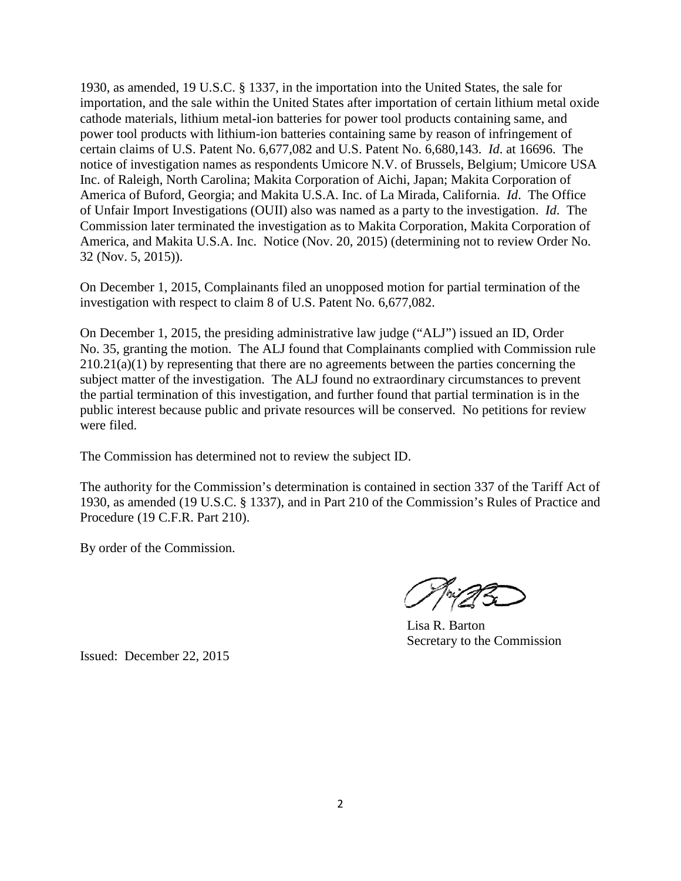1930, as amended, 19 U.S.C. § 1337, in the importation into the United States, the sale for importation, and the sale within the United States after importation of certain lithium metal oxide cathode materials, lithium metal-ion batteries for power tool products containing same, and power tool products with lithium-ion batteries containing same by reason of infringement of certain claims of U.S. Patent No. 6,677,082 and U.S. Patent No. 6,680,143. *Id.* at 16696. The notice of investigation names as respondents Umicore N.V. of Brussels, Belgium; Umicore USA Inc. of Raleigh, North Carolina; Makita Corporation of Aichi, Japan; Makita Corporation of America of Buford, Georgia; and Makita U.S.A. Inc. of La Mirada, California. *Id*. The Office of Unfair Import Investigations (OUII) also was named as a party to the investigation. *Id*. The Commission later terminated the investigation as to Makita Corporation, Makita Corporation of America, and Makita U.S.A. Inc. Notice (Nov. 20, 2015) (determining not to review Order No. 32 (Nov. 5, 2015)).

On December 1, 2015, Complainants filed an unopposed motion for partial termination of the investigation with respect to claim 8 of U.S. Patent No. 6,677,082.

On December 1, 2015, the presiding administrative law judge ("ALJ") issued an ID, Order No. 35, granting the motion. The ALJ found that Complainants complied with Commission rule 210.21(a)(1) by representing that there are no agreements between the parties concerning the subject matter of the investigation. The ALJ found no extraordinary circumstances to prevent the partial termination of this investigation, and further found that partial termination is in the public interest because public and private resources will be conserved. No petitions for review were filed.

The Commission has determined not to review the subject ID.

The authority for the Commission's determination is contained in section 337 of the Tariff Act of 1930, as amended (19 U.S.C. § 1337), and in Part 210 of the Commission's Rules of Practice and Procedure (19 C.F.R. Part 210).

By order of the Commission.

Lisa R. Barton
Secretary to the Commission

Issued: December 22, 2015